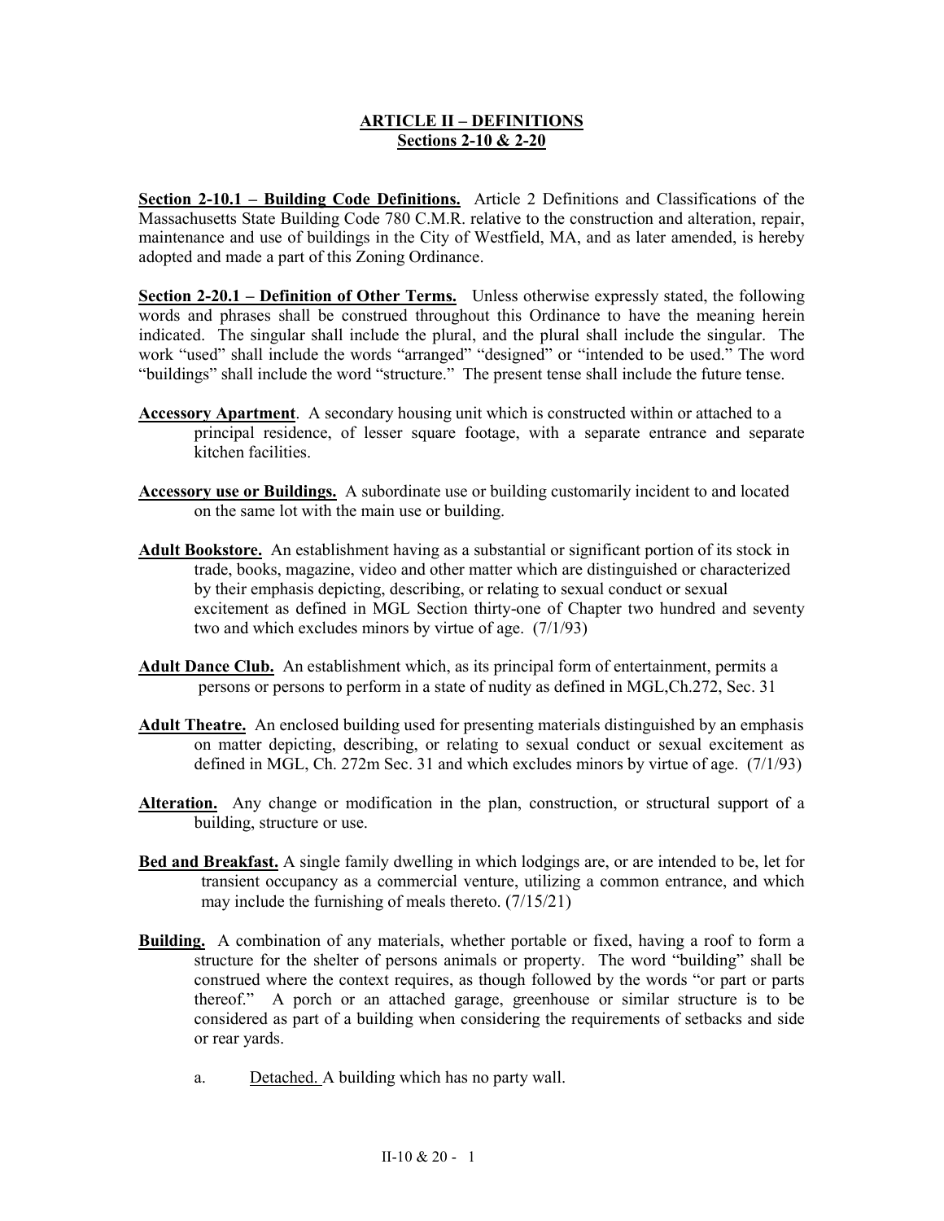# ARTICLE II – DEFINITIONS
## Sections 2-10 & 2-20

**Section 2-10.1 – Building Code Definitions.** Article 2 Definitions and Classifications of the Massachusetts State Building Code 780 C.M.R. relative to the construction and alteration, repair, maintenance and use of buildings in the City of Westfield, MA, and as later amended, is hereby adopted and made a part of this Zoning Ordinance.

**Section 2-20.1 – Definition of Other Terms.** Unless otherwise expressly stated, the following words and phrases shall be construed throughout this Ordinance to have the meaning herein indicated. The singular shall include the plural, and the plural shall include the singular. The work "used" shall include the words "arranged" "designed" or "intended to be used." The word "buildings" shall include the word "structure." The present tense shall include the future tense.

**Accessory Apartment**. A secondary housing unit which is constructed within or attached to a principal residence, of lesser square footage, with a separate entrance and separate kitchen facilities.

**Accessory use or Buildings.** A subordinate use or building customarily incident to and located on the same lot with the main use or building.

**Adult Bookstore.** An establishment having as a substantial or significant portion of its stock in trade, books, magazine, video and other matter which are distinguished or characterized by their emphasis depicting, describing, or relating to sexual conduct or sexual excitement as defined in MGL Section thirty-one of Chapter two hundred and seventy two and which excludes minors by virtue of age. (7/1/93)

**Adult Dance Club.** An establishment which, as its principal form of entertainment, permits a persons or persons to perform in a state of nudity as defined in MGL,Ch.272, Sec. 31

**Adult Theatre.** An enclosed building used for presenting materials distinguished by an emphasis on matter depicting, describing, or relating to sexual conduct or sexual excitement as defined in MGL, Ch. 272m Sec. 31 and which excludes minors by virtue of age. (7/1/93)

**Alteration.** Any change or modification in the plan, construction, or structural support of a building, structure or use.

**Bed and Breakfast.** A single family dwelling in which lodgings are, or are intended to be, let for transient occupancy as a commercial venture, utilizing a common entrance, and which may include the furnishing of meals thereto. (7/15/21)

**Building.** A combination of any materials, whether portable or fixed, having a roof to form a structure for the shelter of persons animals or property. The word "building" shall be construed where the context requires, as though followed by the words "or part or parts thereof." A porch or an attached garage, greenhouse or similar structure is to be considered as part of a building when considering the requirements of setbacks and side or rear yards.

a. Detached. A building which has no party wall.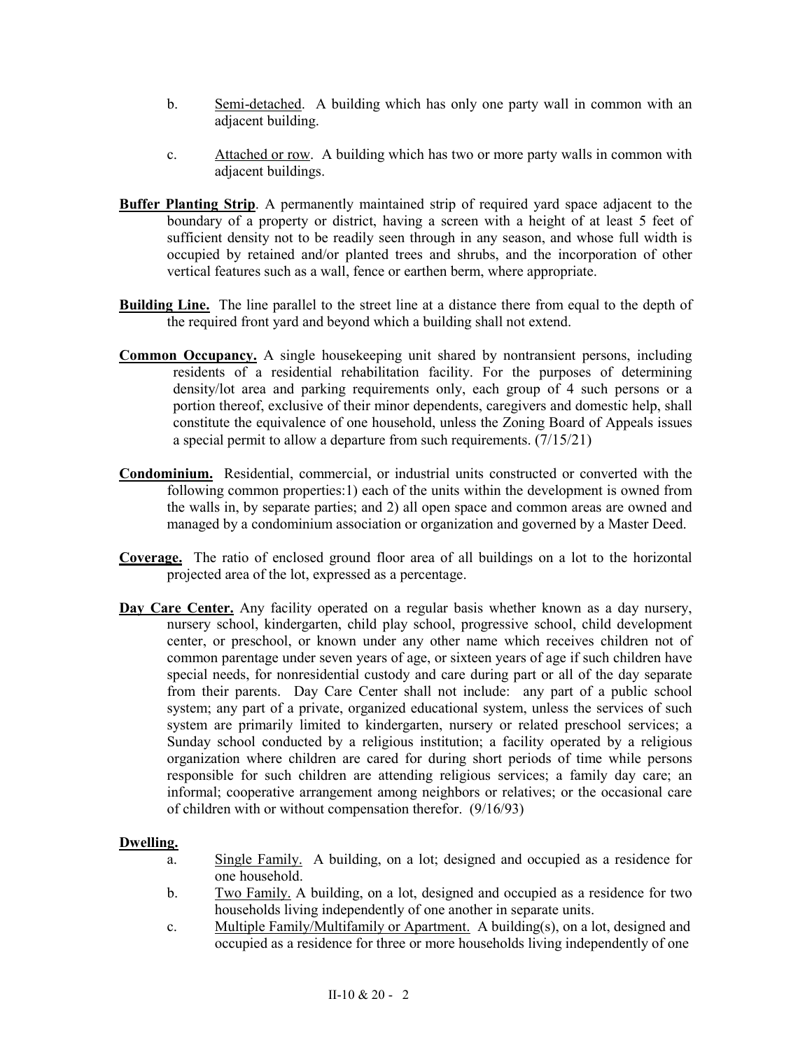b. Semi-detached. A building which has only one party wall in common with an adjacent building.

c. Attached or row. A building which has two or more party walls in common with adjacent buildings.

**Buffer Planting Strip**. A permanently maintained strip of required yard space adjacent to the boundary of a property or district, having a screen with a height of at least 5 feet of sufficient density not to be readily seen through in any season, and whose full width is occupied by retained and/or planted trees and shrubs, and the incorporation of other vertical features such as a wall, fence or earthen berm, where appropriate.

**Building Line.** The line parallel to the street line at a distance there from equal to the depth of the required front yard and beyond which a building shall not extend.

**Common Occupancy.** A single housekeeping unit shared by nontransient persons, including residents of a residential rehabilitation facility. For the purposes of determining density/lot area and parking requirements only, each group of 4 such persons or a portion thereof, exclusive of their minor dependents, caregivers and domestic help, shall constitute the equivalence of one household, unless the Zoning Board of Appeals issues a special permit to allow a departure from such requirements. (7/15/21)

**Condominium.** Residential, commercial, or industrial units constructed or converted with the following common properties:1) each of the units within the development is owned from the walls in, by separate parties; and 2) all open space and common areas are owned and managed by a condominium association or organization and governed by a Master Deed.

**Coverage.** The ratio of enclosed ground floor area of all buildings on a lot to the horizontal projected area of the lot, expressed as a percentage.

**Day Care Center.** Any facility operated on a regular basis whether known as a day nursery, nursery school, kindergarten, child play school, progressive school, child development center, or preschool, or known under any other name which receives children not of common parentage under seven years of age, or sixteen years of age if such children have special needs, for nonresidential custody and care during part or all of the day separate from their parents. Day Care Center shall not include: any part of a public school system; any part of a private, organized educational system, unless the services of such system are primarily limited to kindergarten, nursery or related preschool services; a Sunday school conducted by a religious institution; a facility operated by a religious organization where children are cared for during short periods of time while persons responsible for such children are attending religious services; a family day care; an informal; cooperative arrangement among neighbors or relatives; or the occasional care of children with or without compensation therefor. (9/16/93)

**Dwelling.**

a. Single Family. A building, on a lot; designed and occupied as a residence for one household.

b. Two Family. A building, on a lot, designed and occupied as a residence for two households living independently of one another in separate units.

c. Multiple Family/Multifamily or Apartment. A building(s), on a lot, designed and occupied as a residence for three or more households living independently of one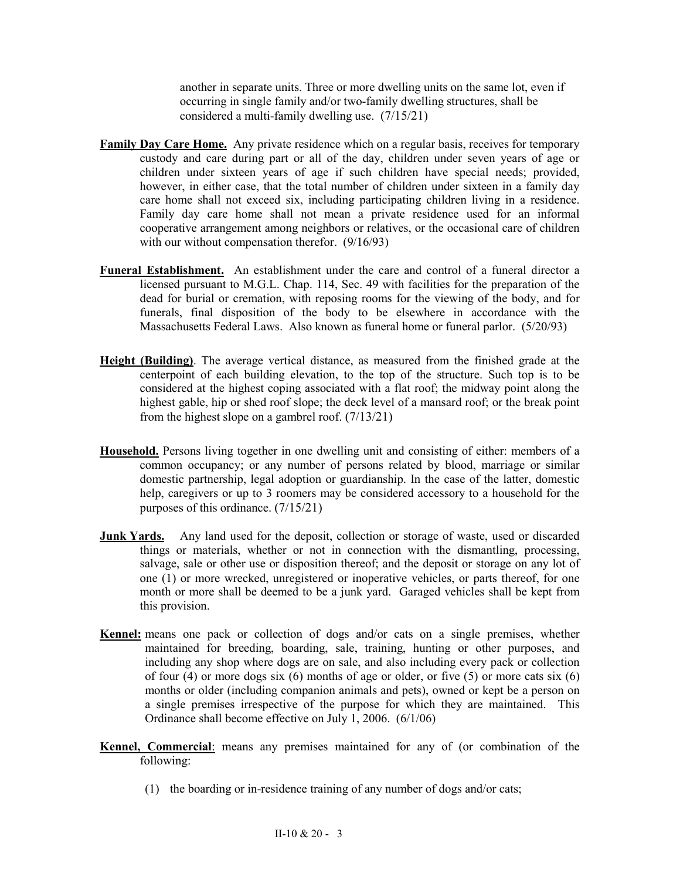another in separate units. Three or more dwelling units on the same lot, even if occurring in single family and/or two-family dwelling structures, shall be considered a multi-family dwelling use. (7/15/21)

**Family Day Care Home.** Any private residence which on a regular basis, receives for temporary custody and care during part or all of the day, children under seven years of age or children under sixteen years of age if such children have special needs; provided, however, in either case, that the total number of children under sixteen in a family day care home shall not exceed six, including participating children living in a residence. Family day care home shall not mean a private residence used for an informal cooperative arrangement among neighbors or relatives, or the occasional care of children with our without compensation therefor. (9/16/93)

**Funeral Establishment.** An establishment under the care and control of a funeral director a licensed pursuant to M.G.L. Chap. 114, Sec. 49 with facilities for the preparation of the dead for burial or cremation, with reposing rooms for the viewing of the body, and for funerals, final disposition of the body to be elsewhere in accordance with the Massachusetts Federal Laws. Also known as funeral home or funeral parlor. (5/20/93)

**Height (Building)**. The average vertical distance, as measured from the finished grade at the centerpoint of each building elevation, to the top of the structure. Such top is to be considered at the highest coping associated with a flat roof; the midway point along the highest gable, hip or shed roof slope; the deck level of a mansard roof; or the break point from the highest slope on a gambrel roof. (7/13/21)

**Household.** Persons living together in one dwelling unit and consisting of either: members of a common occupancy; or any number of persons related by blood, marriage or similar domestic partnership, legal adoption or guardianship. In the case of the latter, domestic help, caregivers or up to 3 roomers may be considered accessory to a household for the purposes of this ordinance. (7/15/21)

**Junk Yards.** Any land used for the deposit, collection or storage of waste, used or discarded things or materials, whether or not in connection with the dismantling, processing, salvage, sale or other use or disposition thereof; and the deposit or storage on any lot of one (1) or more wrecked, unregistered or inoperative vehicles, or parts thereof, for one month or more shall be deemed to be a junk yard. Garaged vehicles shall be kept from this provision.

**Kennel:** means one pack or collection of dogs and/or cats on a single premises, whether maintained for breeding, boarding, sale, training, hunting or other purposes, and including any shop where dogs are on sale, and also including every pack or collection of four (4) or more dogs six (6) months of age or older, or five (5) or more cats six (6) months or older (including companion animals and pets), owned or kept be a person on a single premises irrespective of the purpose for which they are maintained. This Ordinance shall become effective on July 1, 2006. (6/1/06)

**Kennel, Commercial**: means any premises maintained for any of (or combination of the following:

(1) the boarding or in-residence training of any number of dogs and/or cats;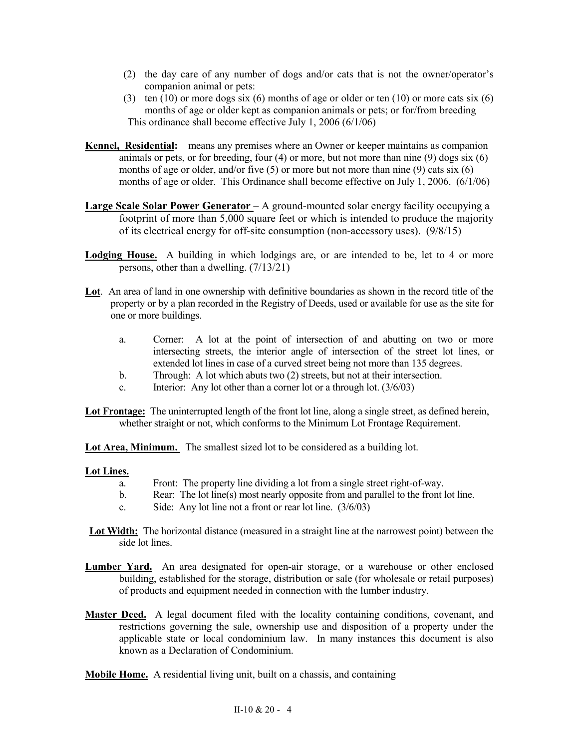(2) the day care of any number of dogs and/or cats that is not the owner/operator's companion animal or pets:

(3) ten (10) or more dogs six (6) months of age or older or ten (10) or more cats six (6) months of age or older kept as companion animals or pets; or for/from breeding

This ordinance shall become effective July 1, 2006 (6/1/06)

**Kennel, Residential:** means any premises where an Owner or keeper maintains as companion animals or pets, or for breeding, four (4) or more, but not more than nine (9) dogs six (6) months of age or older, and/or five (5) or more but not more than nine (9) cats six (6) months of age or older. This Ordinance shall become effective on July 1, 2006. (6/1/06)

**Large Scale Solar Power Generator** – A ground-mounted solar energy facility occupying a footprint of more than 5,000 square feet or which is intended to produce the majority of its electrical energy for off-site consumption (non-accessory uses). (9/8/15)

**Lodging House.** A building in which lodgings are, or are intended to be, let to 4 or more persons, other than a dwelling. (7/13/21)

**Lot**. An area of land in one ownership with definitive boundaries as shown in the record title of the property or by a plan recorded in the Registry of Deeds, used or available for use as the site for one or more buildings.

a. Corner: A lot at the point of intersection of and abutting on two or more intersecting streets, the interior angle of intersection of the street lot lines, or extended lot lines in case of a curved street being not more than 135 degrees.
b. Through: A lot which abuts two (2) streets, but not at their intersection.
c. Interior: Any lot other than a corner lot or a through lot. (3/6/03)

**Lot Frontage:** The uninterrupted length of the front lot line, along a single street, as defined herein, whether straight or not, which conforms to the Minimum Lot Frontage Requirement.

**Lot Area, Minimum.** The smallest sized lot to be considered as a building lot.

**Lot Lines.**

a. Front: The property line dividing a lot from a single street right-of-way.
b. Rear: The lot line(s) most nearly opposite from and parallel to the front lot line.
c. Side: Any lot line not a front or rear lot line. (3/6/03)

**Lot Width:** The horizontal distance (measured in a straight line at the narrowest point) between the side lot lines.

**Lumber Yard.** An area designated for open-air storage, or a warehouse or other enclosed building, established for the storage, distribution or sale (for wholesale or retail purposes) of products and equipment needed in connection with the lumber industry.

**Master Deed.** A legal document filed with the locality containing conditions, covenant, and restrictions governing the sale, ownership use and disposition of a property under the applicable state or local condominium law. In many instances this document is also known as a Declaration of Condominium.

**Mobile Home.** A residential living unit, built on a chassis, and containing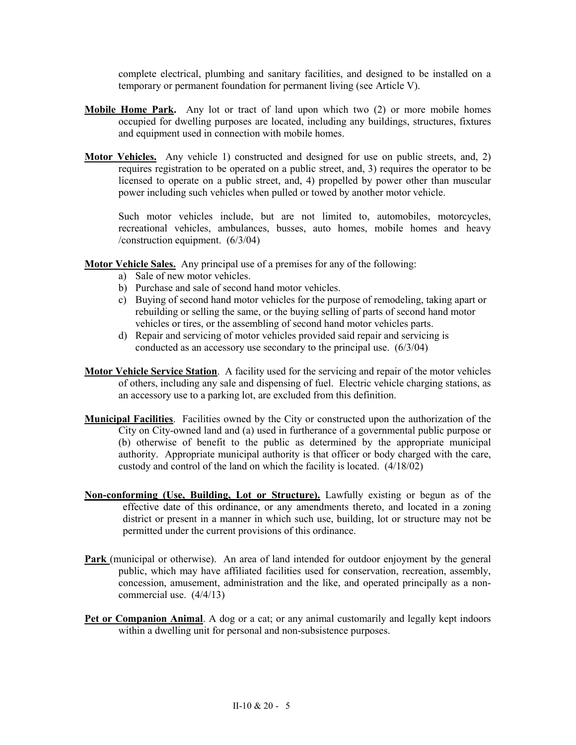complete electrical, plumbing and sanitary facilities, and designed to be installed on a temporary or permanent foundation for permanent living (see Article V).

**Mobile Home Park.** Any lot or tract of land upon which two (2) or more mobile homes occupied for dwelling purposes are located, including any buildings, structures, fixtures and equipment used in connection with mobile homes.

**Motor Vehicles.** Any vehicle 1) constructed and designed for use on public streets, and, 2) requires registration to be operated on a public street, and, 3) requires the operator to be licensed to operate on a public street, and, 4) propelled by power other than muscular power including such vehicles when pulled or towed by another motor vehicle.

Such motor vehicles include, but are not limited to, automobiles, motorcycles, recreational vehicles, ambulances, busses, auto homes, mobile homes and heavy /construction equipment. (6/3/04)

**Motor Vehicle Sales.** Any principal use of a premises for any of the following:

a) Sale of new motor vehicles.
b) Purchase and sale of second hand motor vehicles.
c) Buying of second hand motor vehicles for the purpose of remodeling, taking apart or rebuilding or selling the same, or the buying selling of parts of second hand motor vehicles or tires, or the assembling of second hand motor vehicles parts.
d) Repair and servicing of motor vehicles provided said repair and servicing is conducted as an accessory use secondary to the principal use. (6/3/04)

**Motor Vehicle Service Station**. A facility used for the servicing and repair of the motor vehicles of others, including any sale and dispensing of fuel. Electric vehicle charging stations, as an accessory use to a parking lot, are excluded from this definition.

**Municipal Facilities**. Facilities owned by the City or constructed upon the authorization of the City on City-owned land and (a) used in furtherance of a governmental public purpose or (b) otherwise of benefit to the public as determined by the appropriate municipal authority. Appropriate municipal authority is that officer or body charged with the care, custody and control of the land on which the facility is located. (4/18/02)

**Non-conforming (Use, Building, Lot or Structure).** Lawfully existing or begun as of the effective date of this ordinance, or any amendments thereto, and located in a zoning district or present in a manner in which such use, building, lot or structure may not be permitted under the current provisions of this ordinance.

**Park** (municipal or otherwise). An area of land intended for outdoor enjoyment by the general public, which may have affiliated facilities used for conservation, recreation, assembly, concession, amusement, administration and the like, and operated principally as a non-commercial use. (4/4/13)

**Pet or Companion Animal**. A dog or a cat; or any animal customarily and legally kept indoors within a dwelling unit for personal and non-subsistence purposes.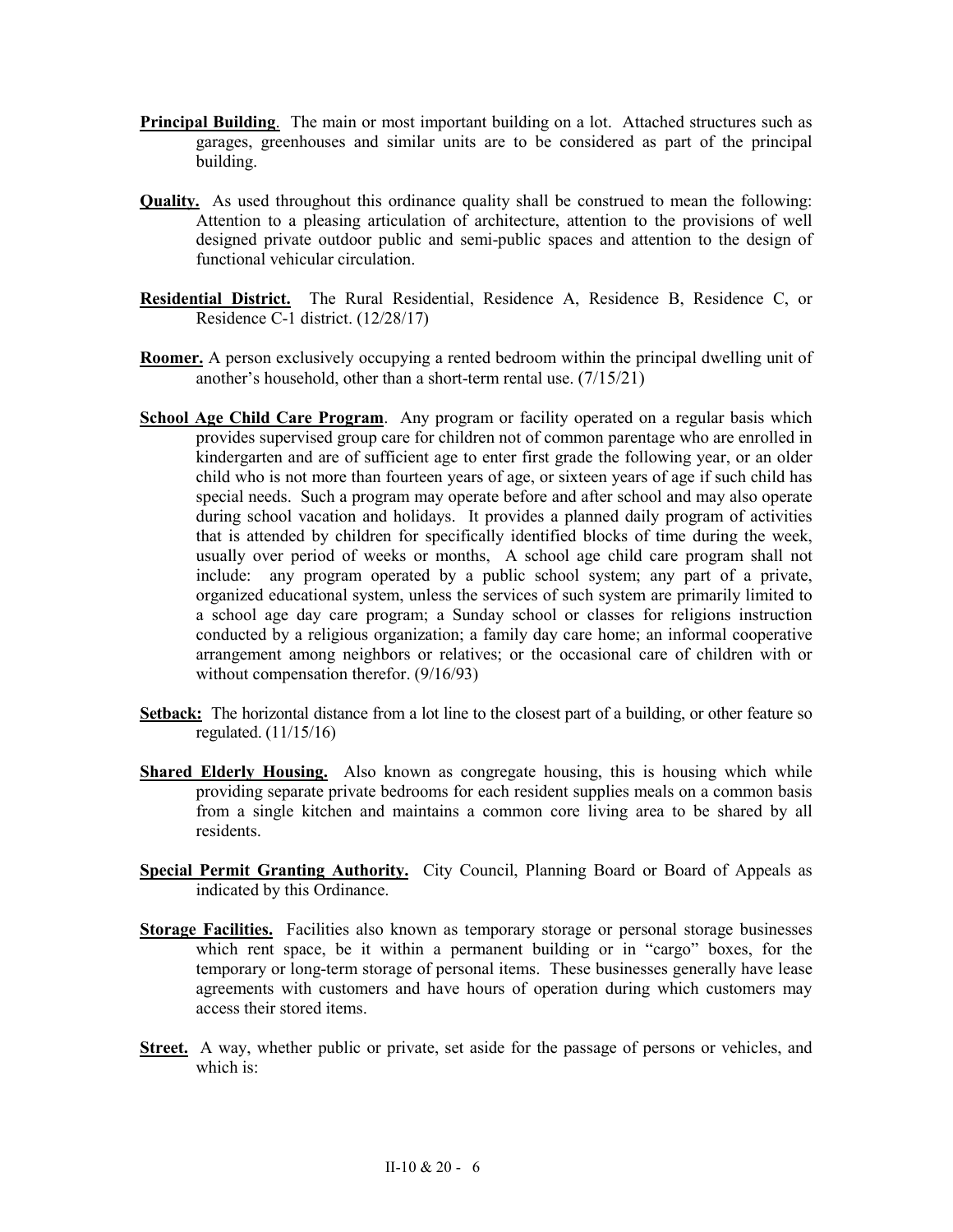**Principal Building**. The main or most important building on a lot. Attached structures such as garages, greenhouses and similar units are to be considered as part of the principal building.

**Quality.** As used throughout this ordinance quality shall be construed to mean the following: Attention to a pleasing articulation of architecture, attention to the provisions of well designed private outdoor public and semi-public spaces and attention to the design of functional vehicular circulation.

**Residential District.** The Rural Residential, Residence A, Residence B, Residence C, or Residence C-1 district. (12/28/17)

**Roomer.** A person exclusively occupying a rented bedroom within the principal dwelling unit of another's household, other than a short-term rental use. (7/15/21)

**School Age Child Care Program**. Any program or facility operated on a regular basis which provides supervised group care for children not of common parentage who are enrolled in kindergarten and are of sufficient age to enter first grade the following year, or an older child who is not more than fourteen years of age, or sixteen years of age if such child has special needs. Such a program may operate before and after school and may also operate during school vacation and holidays. It provides a planned daily program of activities that is attended by children for specifically identified blocks of time during the week, usually over period of weeks or months, A school age child care program shall not include: any program operated by a public school system; any part of a private, organized educational system, unless the services of such system are primarily limited to a school age day care program; a Sunday school or classes for religions instruction conducted by a religious organization; a family day care home; an informal cooperative arrangement among neighbors or relatives; or the occasional care of children with or without compensation therefor. (9/16/93)

**Setback:** The horizontal distance from a lot line to the closest part of a building, or other feature so regulated. (11/15/16)

**Shared Elderly Housing.** Also known as congregate housing, this is housing which while providing separate private bedrooms for each resident supplies meals on a common basis from a single kitchen and maintains a common core living area to be shared by all residents.

**Special Permit Granting Authority.** City Council, Planning Board or Board of Appeals as indicated by this Ordinance.

**Storage Facilities.** Facilities also known as temporary storage or personal storage businesses which rent space, be it within a permanent building or in "cargo" boxes, for the temporary or long-term storage of personal items. These businesses generally have lease agreements with customers and have hours of operation during which customers may access their stored items.

**Street.** A way, whether public or private, set aside for the passage of persons or vehicles, and which is: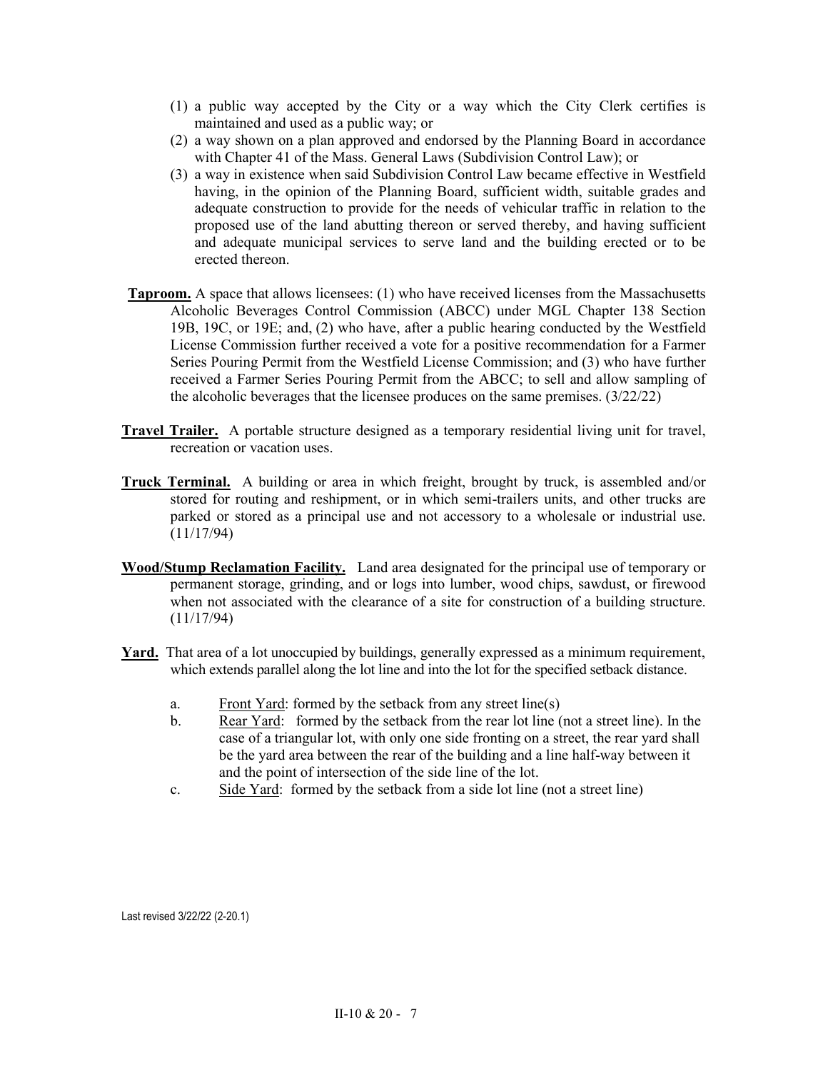(1) a public way accepted by the City or a way which the City Clerk certifies is maintained and used as a public way; or
(2) a way shown on a plan approved and endorsed by the Planning Board in accordance with Chapter 41 of the Mass. General Laws (Subdivision Control Law); or
(3) a way in existence when said Subdivision Control Law became effective in Westfield having, in the opinion of the Planning Board, sufficient width, suitable grades and adequate construction to provide for the needs of vehicular traffic in relation to the proposed use of the land abutting thereon or served thereby, and having sufficient and adequate municipal services to serve land and the building erected or to be erected thereon.

**Taproom.** A space that allows licensees: (1) who have received licenses from the Massachusetts Alcoholic Beverages Control Commission (ABCC) under MGL Chapter 138 Section 19B, 19C, or 19E; and, (2) who have, after a public hearing conducted by the Westfield License Commission further received a vote for a positive recommendation for a Farmer Series Pouring Permit from the Westfield License Commission; and (3) who have further received a Farmer Series Pouring Permit from the ABCC; to sell and allow sampling of the alcoholic beverages that the licensee produces on the same premises. (3/22/22)

**Travel Trailer.** A portable structure designed as a temporary residential living unit for travel, recreation or vacation uses.

**Truck Terminal.** A building or area in which freight, brought by truck, is assembled and/or stored for routing and reshipment, or in which semi-trailers units, and other trucks are parked or stored as a principal use and not accessory to a wholesale or industrial use. (11/17/94)

**Wood/Stump Reclamation Facility.** Land area designated for the principal use of temporary or permanent storage, grinding, and or logs into lumber, wood chips, sawdust, or firewood when not associated with the clearance of a site for construction of a building structure. (11/17/94)

**Yard.** That area of a lot unoccupied by buildings, generally expressed as a minimum requirement, which extends parallel along the lot line and into the lot for the specified setback distance.

a. Front Yard: formed by the setback from any street line(s)
b. Rear Yard: formed by the setback from the rear lot line (not a street line). In the case of a triangular lot, with only one side fronting on a street, the rear yard shall be the yard area between the rear of the building and a line half-way between it and the point of intersection of the side line of the lot.
c. Side Yard: formed by the setback from a side lot line (not a street line)

Last revised 3/22/22 (2-20.1)